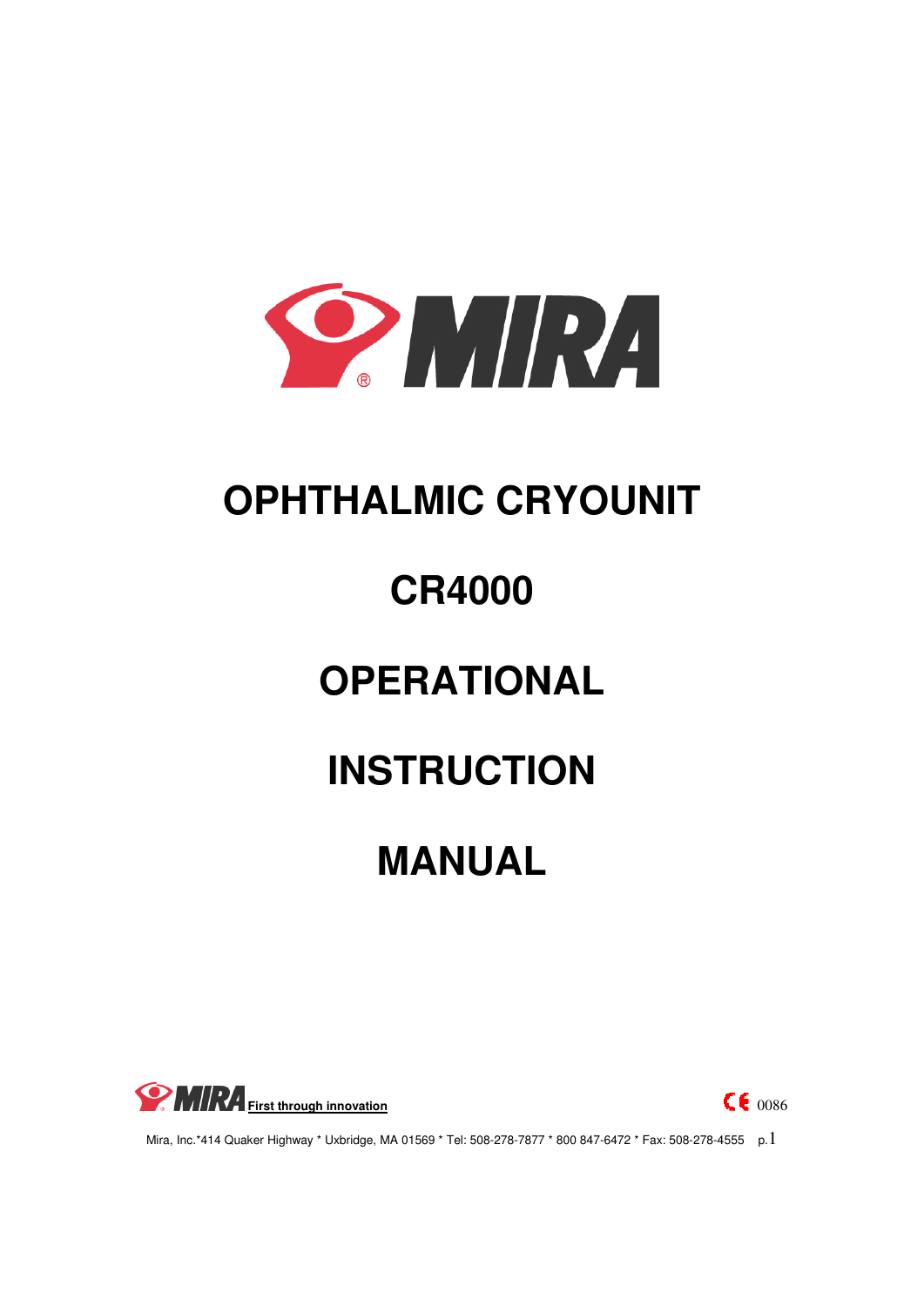# OPHTHALMIC CRYOUNIT

# CR4000

# OPERATIONAL

# INSTRUCTION

# MANUAL

MIRA First through innovation

CE 0086

Mira, Inc.*414 Quaker Highway * Uxbridge, MA 01569 * Tel: 508-278-7877 * 800 847-6472 * Fax: 508-278-4555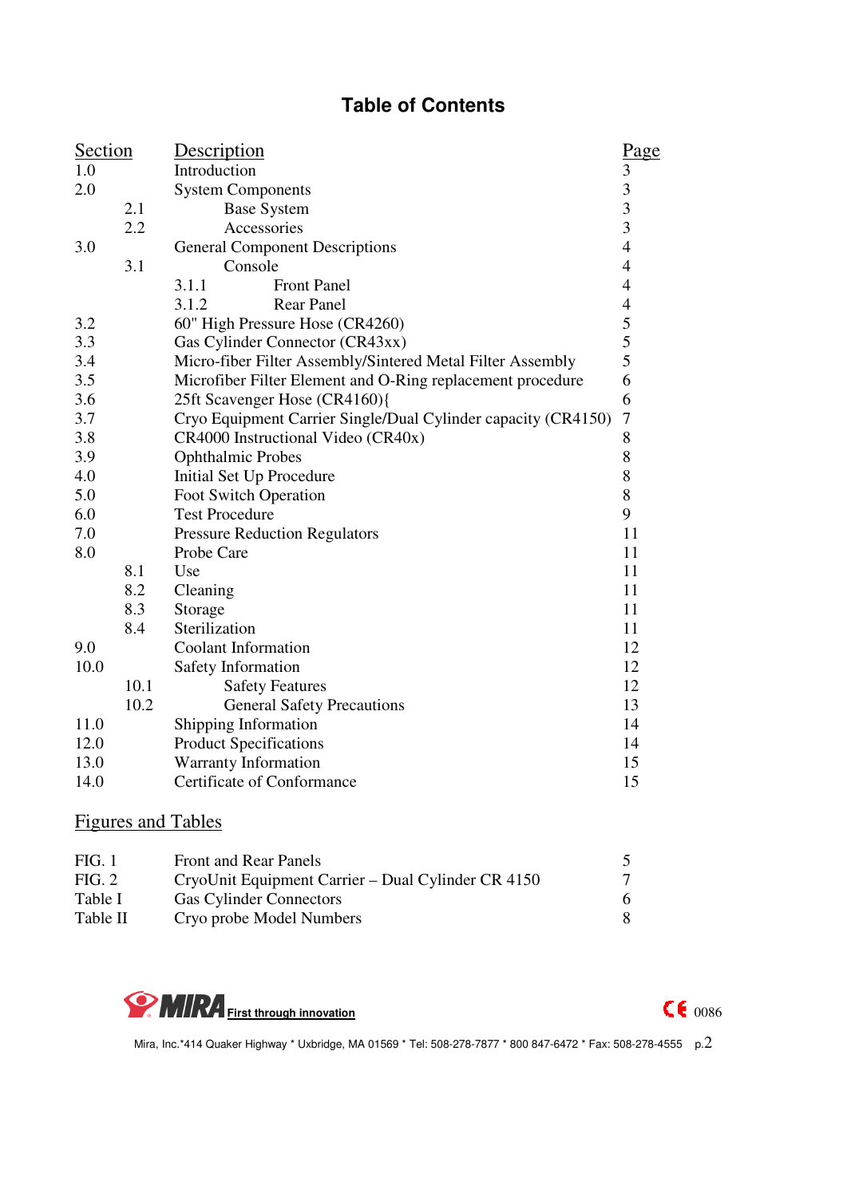# Table of Contents

| Section | | | Description | Page |
|---|---|---|---|---|
| 1.0 | | | Introduction | 3 |
| 2.0 | | | System Components | 3 |
| | 2.1 | | Base System | 3 |
| | 2.2 | | Accessories | 3 |
| 3.0 | | | General Component Descriptions | 4 |
| | 3.1 | | Console | 4 |
| | | 3.1.1 | Front Panel | 4 |
| | | 3.1.2 | Rear Panel | 4 |
| 3.2 | | | 60" High Pressure Hose (CR4260) | 5 |
| 3.3 | | | Gas Cylinder Connector (CR43xx) | 5 |
| 3.4 | | | Micro-fiber Filter Assembly/Sintered Metal Filter Assembly | 5 |
| 3.5 | | | Microfiber Filter Element and O-Ring replacement procedure | 6 |
| 3.6 | | | 25ft Scavenger Hose (CR4160){ | 6 |
| 3.7 | | | Cryo Equipment Carrier Single/Dual Cylinder capacity (CR4150) | 7 |
| 3.8 | | | CR4000 Instructional Video (CR40x) | 8 |
| 3.9 | | | Ophthalmic Probes | 8 |
| 4.0 | | | Initial Set Up Procedure | 8 |
| 5.0 | | | Foot Switch Operation | 8 |
| 6.0 | | | Test Procedure | 9 |
| 7.0 | | | Pressure Reduction Regulators | 11 |
| 8.0 | | | Probe Care | 11 |
| | 8.1 | | Use | 11 |
| | 8.2 | | Cleaning | 11 |
| | 8.3 | | Storage | 11 |
| | 8.4 | | Sterilization | 11 |
| 9.0 | | | Coolant Information | 12 |
| 10.0 | | | Safety Information | 12 |
| | 10.1 | | Safety Features | 12 |
| | 10.2 | | General Safety Precautions | 13 |
| 11.0 | | | Shipping Information | 14 |
| 12.0 | | | Product Specifications | 14 |
| 13.0 | | | Warranty Information | 15 |
| 14.0 | | | Certificate of Conformance | 15 |

## Figures and Tables

| | | |
|---|---|---|
| FIG. 1 | Front and Rear Panels | 5 |
| FIG. 2 | CryoUnit Equipment Carrier – Dual Cylinder CR 4150 | 7 |
| Table I | Gas Cylinder Connectors | 6 |
| Table II | Cryo probe Model Numbers | 8 |

MIRA First through innovation

CE 0086

Mira, Inc.*414 Quaker Highway * Uxbridge, MA 01569 * Tel: 508-278-7877 * 800 847-6472 * Fax: 508-278-4555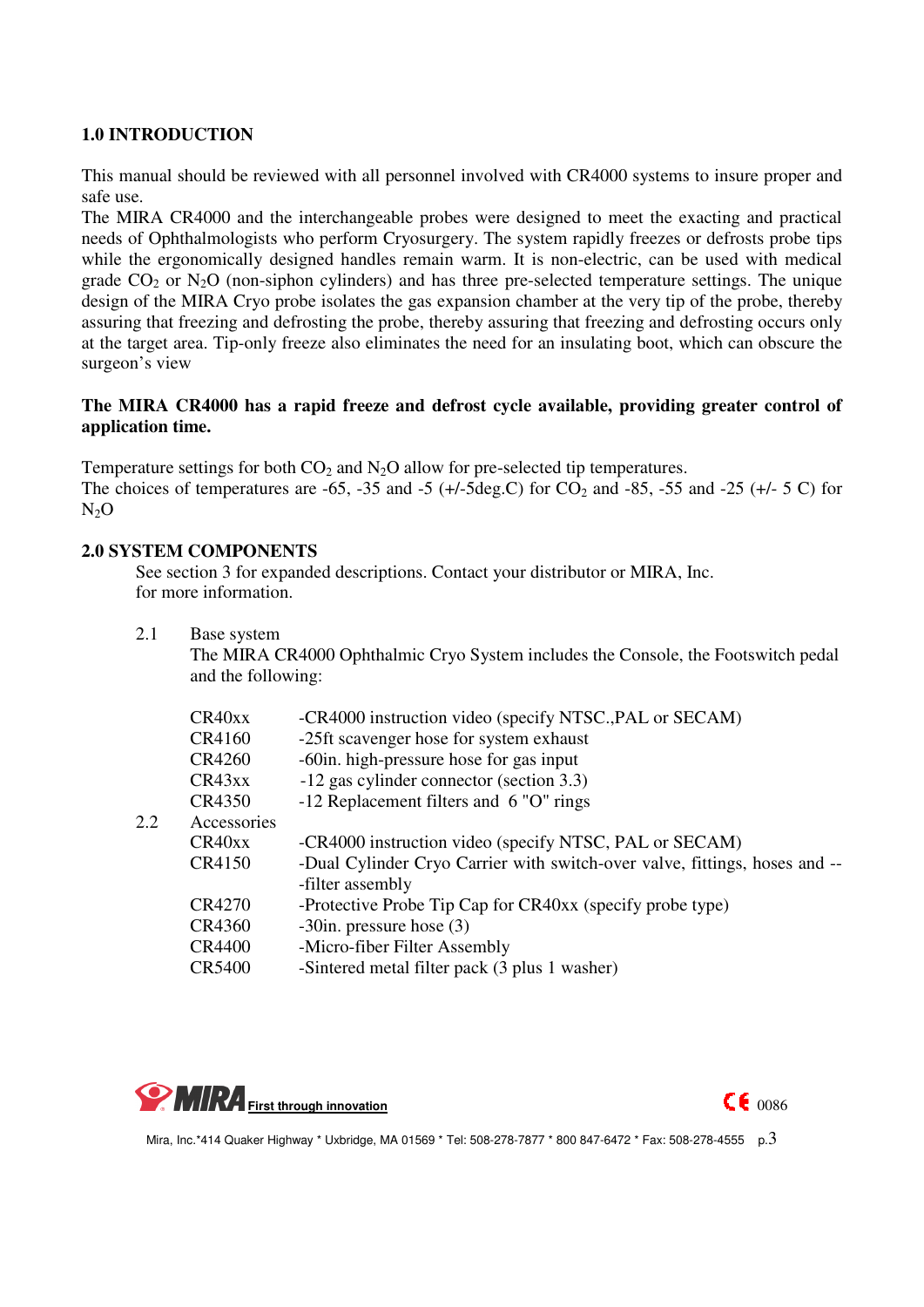## 1.0 INTRODUCTION

This manual should be reviewed with all personnel involved with CR4000 systems to insure proper and safe use.
The MIRA CR4000 and the interchangeable probes were designed to meet the exacting and practical needs of Ophthalmologists who perform Cryosurgery. The system rapidly freezes or defrosts probe tips while the ergonomically designed handles remain warm. It is non-electric, can be used with medical grade $CO_2$ or $N_2O$ (non-siphon cylinders) and has three pre-selected temperature settings. The unique design of the MIRA Cryo probe isolates the gas expansion chamber at the very tip of the probe, thereby assuring that freezing and defrosting the probe, thereby assuring that freezing and defrosting occurs only at the target area. Tip-only freeze also eliminates the need for an insulating boot, which can obscure the surgeon's view

**The MIRA CR4000 has a rapid freeze and defrost cycle available, providing greater control of application time.**

Temperature settings for both $CO_2$ and $N_2O$ allow for pre-selected tip temperatures.
The choices of temperatures are -65, -35 and -5 (+/-5deg.C) for $CO_2$ and -85, -55 and -25 (+/- 5 C) for $N_2O$

## 2.0 SYSTEM COMPONENTS

See section 3 for expanded descriptions. Contact your distributor or MIRA, Inc. for more information.

2.1 Base system

The MIRA CR4000 Ophthalmic Cryo System includes the Console, the Footswitch pedal and the following:

| | |
|---|---|
| CR40xx | -CR4000 instruction video (specify NTSC.,PAL or SECAM) |
| CR4160 | -25ft scavenger hose for system exhaust |
| CR4260 | -60in. high-pressure hose for gas input |
| CR43xx | -12 gas cylinder connector (section 3.3) |
| CR4350 | -12 Replacement filters and 6 "O" rings |

2.2 Accessories

| | |
|---|---|
| CR40xx | -CR4000 instruction video (specify NTSC, PAL or SECAM) |
| CR4150 | -Dual Cylinder Cryo Carrier with switch-over valve, fittings, hoses and ---filter assembly |
| CR4270 | -Protective Probe Tip Cap for CR40xx (specify probe type) |
| CR4360 | -30in. pressure hose (3) |
| CR4400 | -Micro-fiber Filter Assembly |
| CR5400 | -Sintered metal filter pack (3 plus 1 washer) |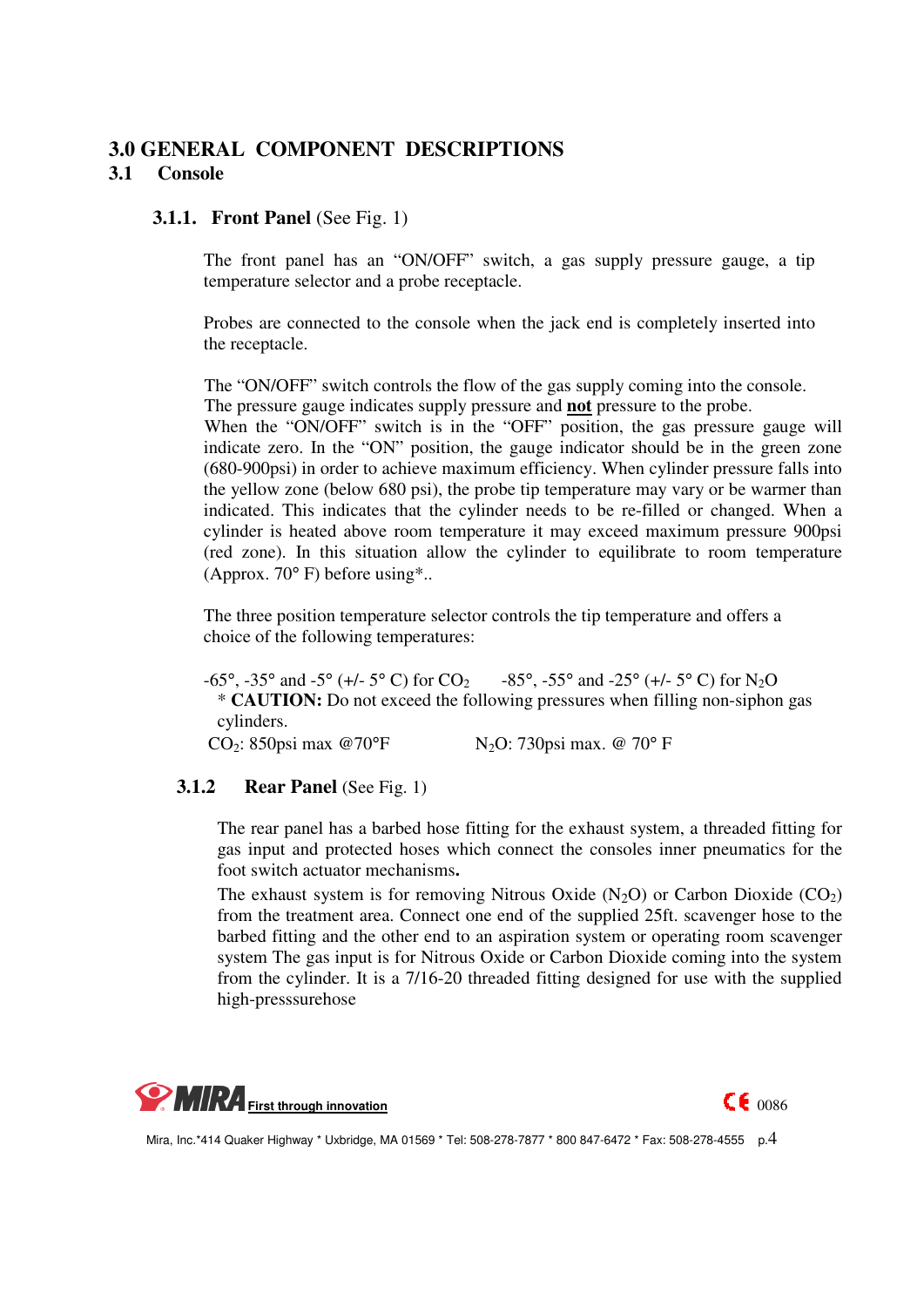# 3.0 GENERAL COMPONENT DESCRIPTIONS

## 3.1 Console

### 3.1.1. Front Panel (See Fig. 1)

The front panel has an "ON/OFF" switch, a gas supply pressure gauge, a tip temperature selector and a probe receptacle.

Probes are connected to the console when the jack end is completely inserted into the receptacle.

The "ON/OFF" switch controls the flow of the gas supply coming into the console. The pressure gauge indicates supply pressure and **not** pressure to the probe. When the "ON/OFF" switch is in the "OFF" position, the gas pressure gauge will indicate zero. In the "ON" position, the gauge indicator should be in the green zone (680-900psi) in order to achieve maximum efficiency. When cylinder pressure falls into the yellow zone (below 680 psi), the probe tip temperature may vary or be warmer than indicated. This indicates that the cylinder needs to be re-filled or changed. When a cylinder is heated above room temperature it may exceed maximum pressure 900psi (red zone). In this situation allow the cylinder to equilibrate to room temperature (Approx. 70° F) before using*..

The three position temperature selector controls the tip temperature and offers a choice of the following temperatures:

-65°, -35° and -5° (+/- 5° C) for $CO_2$ -85°, -55° and -25° (+/- 5° C) for $N_2O$

\* **CAUTION:** Do not exceed the following pressures when filling non-siphon gas cylinders.

$CO_2$: 850psi max @70°F $N_2O$: 730psi max. @ 70° F

### 3.1.2 Rear Panel (See Fig. 1)

The rear panel has a barbed hose fitting for the exhaust system, a threaded fitting for gas input and protected hoses which connect the consoles inner pneumatics for the foot switch actuator mechanisms.

The exhaust system is for removing Nitrous Oxide ($N_2O$) or Carbon Dioxide ($CO_2$) from the treatment area. Connect one end of the supplied 25ft. scavenger hose to the barbed fitting and the other end to an aspiration system or operating room scavenger system The gas input is for Nitrous Oxide or Carbon Dioxide coming into the system from the cylinder. It is a 7/16-20 threaded fitting designed for use with the supplied high-presssurehose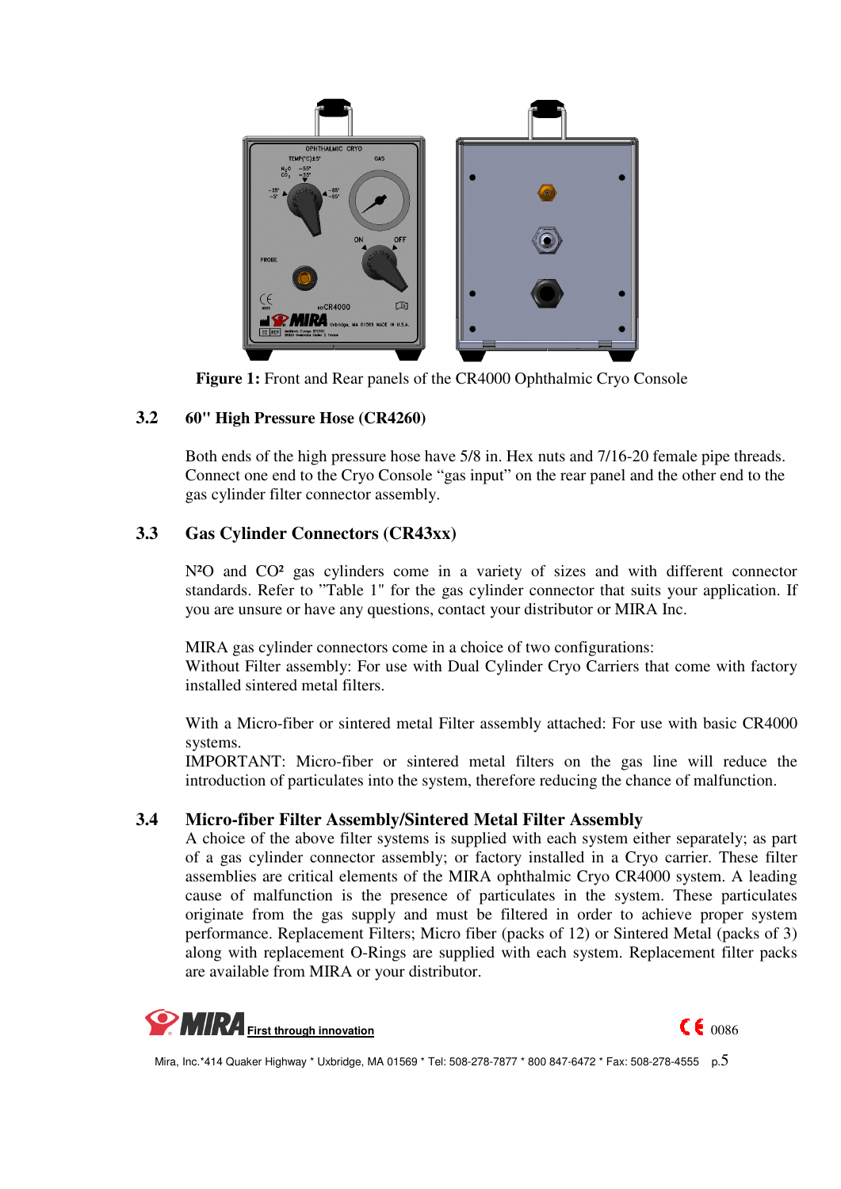**Figure 1:** Front and Rear panels of the CR4000 Ophthalmic Cryo Console

### 3.2 60" High Pressure Hose (CR4260)

Both ends of the high pressure hose have 5/8 in. Hex nuts and 7/16-20 female pipe threads. Connect one end to the Cryo Console "gas input" on the rear panel and the other end to the gas cylinder filter connector assembly.

### 3.3 Gas Cylinder Connectors (CR43xx)

$N^2O$ and $CO^2$ gas cylinders come in a variety of sizes and with different connector standards. Refer to "Table 1" for the gas cylinder connector that suits your application. If you are unsure or have any questions, contact your distributor or MIRA Inc.

MIRA gas cylinder connectors come in a choice of two configurations:
Without Filter assembly: For use with Dual Cylinder Cryo Carriers that come with factory installed sintered metal filters.

With a Micro-fiber or sintered metal Filter assembly attached: For use with basic CR4000 systems.
IMPORTANT: Micro-fiber or sintered metal filters on the gas line will reduce the introduction of particulates into the system, therefore reducing the chance of malfunction.

### 3.4 Micro-fiber Filter Assembly/Sintered Metal Filter Assembly

A choice of the above filter systems is supplied with each system either separately; as part of a gas cylinder connector assembly; or factory installed in a Cryo carrier. These filter assemblies are critical elements of the MIRA ophthalmic Cryo CR4000 system. A leading cause of malfunction is the presence of particulates in the system. These particulates originate from the gas supply and must be filtered in order to achieve proper system performance. Replacement Filters; Micro fiber (packs of 12) or Sintered Metal (packs of 3) along with replacement O-Rings are supplied with each system. Replacement filter packs are available from MIRA or your distributor.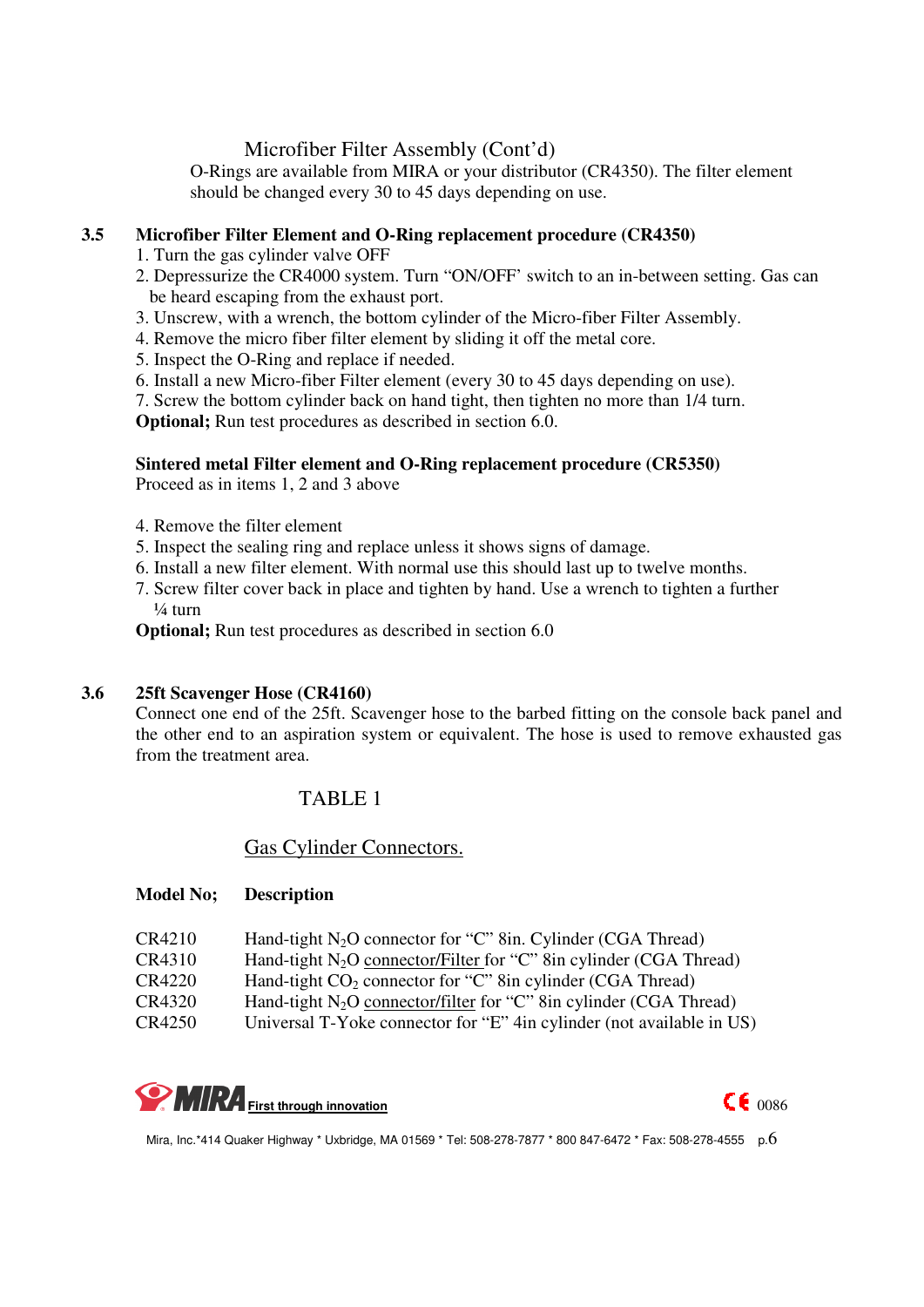### Microfiber Filter Assembly (Cont'd)

O-Rings are available from MIRA or your distributor (CR4350). The filter element should be changed every 30 to 45 days depending on use.

### 3.5 Microfiber Filter Element and O-Ring replacement procedure (CR4350)

1. Turn the gas cylinder valve OFF
2. Depressurize the CR4000 system. Turn "ON/OFF' switch to an in-between setting. Gas can be heard escaping from the exhaust port.
3. Unscrew, with a wrench, the bottom cylinder of the Micro-fiber Filter Assembly.
4. Remove the micro fiber filter element by sliding it off the metal core.
5. Inspect the O-Ring and replace if needed.
6. Install a new Micro-fiber Filter element (every 30 to 45 days depending on use).
7. Screw the bottom cylinder back on hand tight, then tighten no more than 1/4 turn.

**Optional;** Run test procedures as described in section 6.0.

**Sintered metal Filter element and O-Ring replacement procedure (CR5350)**

Proceed as in items 1, 2 and 3 above

4. Remove the filter element
5. Inspect the sealing ring and replace unless it shows signs of damage.
6. Install a new filter element. With normal use this should last up to twelve months.
7. Screw filter cover back in place and tighten by hand. Use a wrench to tighten a further ¼ turn

**Optional;** Run test procedures as described in section 6.0

### 3.6 25ft Scavenger Hose (CR4160)

Connect one end of the 25ft. Scavenger hose to the barbed fitting on the console back panel and the other end to an aspiration system or equivalent. The hose is used to remove exhausted gas from the treatment area.

TABLE 1

Gas Cylinder Connectors.

| Model No; | Description |
|---|---|
| CR4210 | Hand-tight $N_2O$ connector for "C" 8in. Cylinder (CGA Thread) |
| CR4310 | Hand-tight $N_2O$ connector/Filter for "C" 8in cylinder (CGA Thread) |
| CR4220 | Hand-tight $CO_2$ connector for "C" 8in cylinder (CGA Thread) |
| CR4320 | Hand-tight $N_2O$ connector/filter for "C" 8in cylinder (CGA Thread) |
| CR4250 | Universal T-Yoke connector for "E" 4in cylinder (not available in US) |

MIRA First through innovation

CE 0086

Mira, Inc.*414 Quaker Highway * Uxbridge, MA 01569 * Tel: 508-278-7877 * 800 847-6472 * Fax: 508-278-4555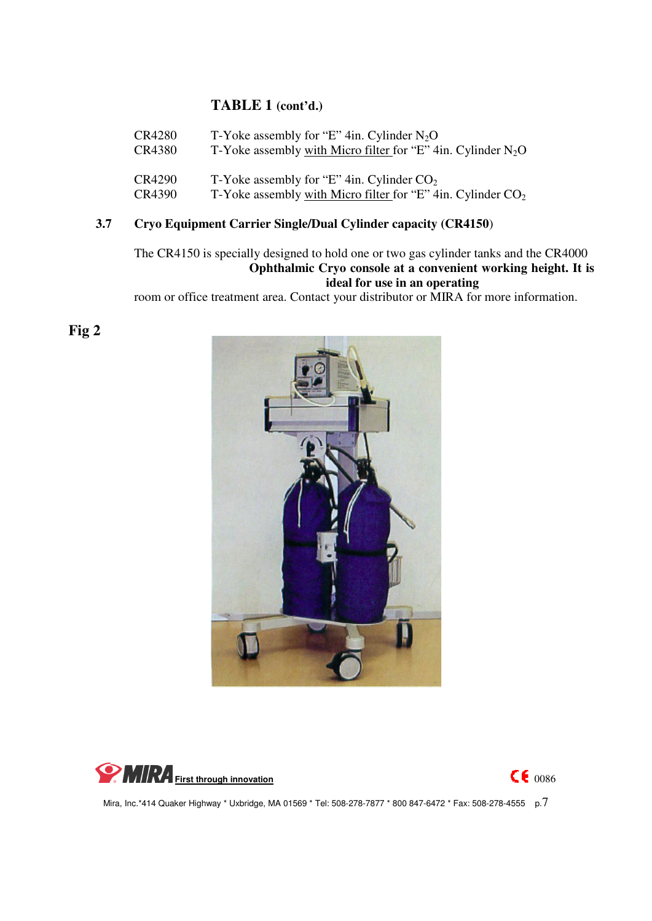**TABLE 1** (cont'd.)

| | |
|---|---|
| CR4280 | T-Yoke assembly for "E" 4in. Cylinder $N_2O$ |
| CR4380 | T-Yoke assembly with Micro filter for "E" 4in. Cylinder $N_2O$ |
| CR4290 | T-Yoke assembly for "E" 4in. Cylinder $CO_2$ |
| CR4390 | T-Yoke assembly with Micro filter for "E" 4in. Cylinder $CO_2$ |

### 3.7 Cryo Equipment Carrier Single/Dual Cylinder capacity (CR4150)

The CR4150 is specially designed to hold one or two gas cylinder tanks and the CR4000 **Ophthalmic Cryo console at a convenient working height. It is ideal for use in an operating** room or office treatment area. Contact your distributor or MIRA for more information.

**Fig 2**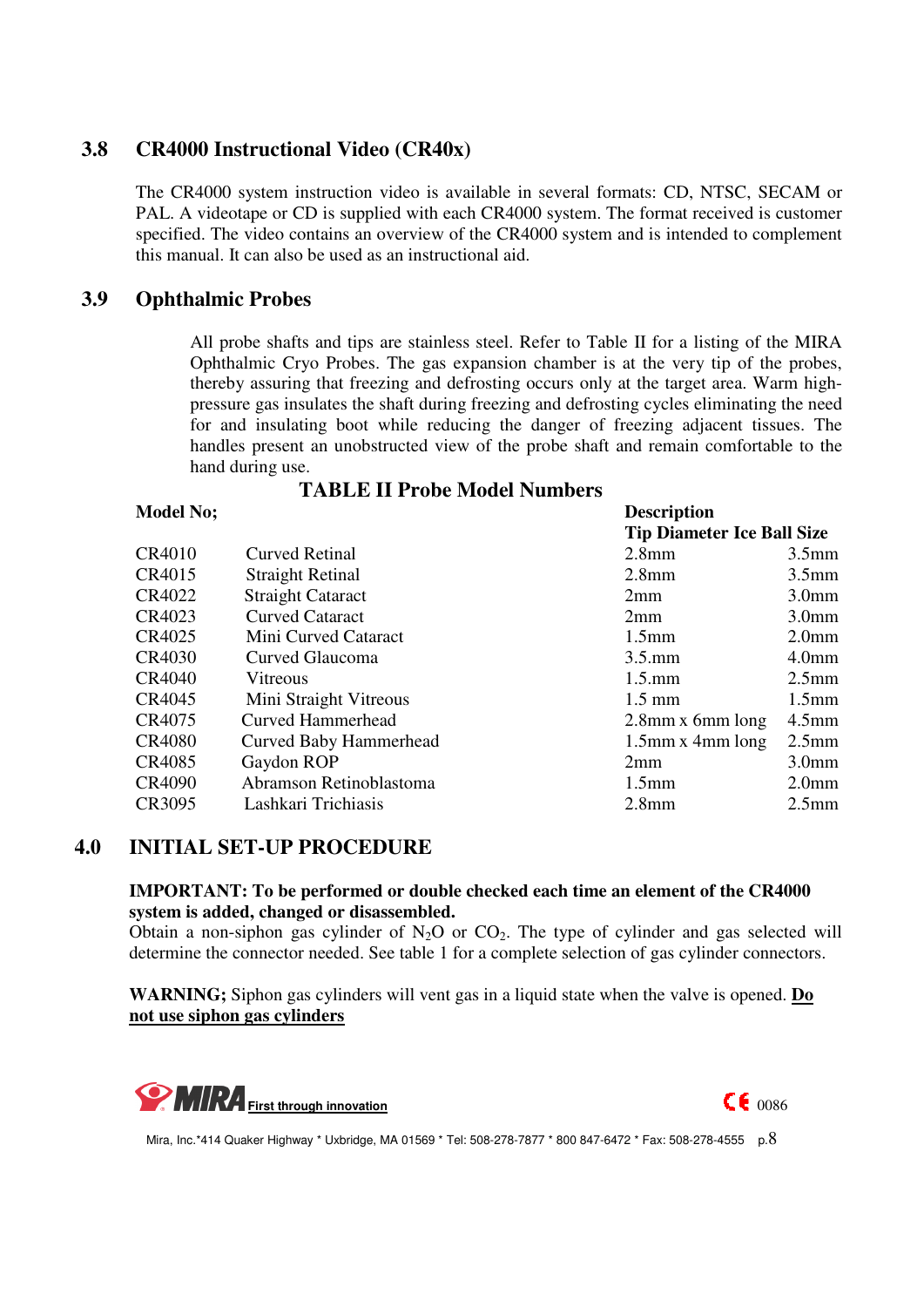## 3.8 CR4000 Instructional Video (CR40x)

The CR4000 system instruction video is available in several formats: CD, NTSC, SECAM or PAL. A videotape or CD is supplied with each CR4000 system. The format received is customer specified. The video contains an overview of the CR4000 system and is intended to complement this manual. It can also be used as an instructional aid.

## 3.9 Ophthalmic Probes

All probe shafts and tips are stainless steel. Refer to Table II for a listing of the MIRA Ophthalmic Cryo Probes. The gas expansion chamber is at the very tip of the probes, thereby assuring that freezing and defrosting occurs only at the target area. Warm high-pressure gas insulates the shaft during freezing and defrosting cycles eliminating the need for and insulating boot while reducing the danger of freezing adjacent tissues. The handles present an unobstructed view of the probe shaft and remain comfortable to the hand during use.

**TABLE II Probe Model Numbers**

| Model No; | | Description | |
|---|---|---|---|
| | | **Tip Diameter** | **Ice Ball Size** |
| CR4010 | Curved Retinal | 2.8mm | 3.5mm |
| CR4015 | Straight Retinal | 2.8mm | 3.5mm |
| CR4022 | Straight Cataract | 2mm | 3.0mm |
| CR4023 | Curved Cataract | 2mm | 3.0mm |
| CR4025 | Mini Curved Cataract | 1.5mm | 2.0mm |
| CR4030 | Curved Glaucoma | 3.5.mm | 4.0mm |
| CR4040 | Vitreous | 1.5.mm | 2.5mm |
| CR4045 | Mini Straight Vitreous | 1.5 mm | 1.5mm |
| CR4075 | Curved Hammerhead | 2.8mm x 6mm long | 4.5mm |
| CR4080 | Curved Baby Hammerhead | 1.5mm x 4mm long | 2.5mm |
| CR4085 | Gaydon ROP | 2mm | 3.0mm |
| CR4090 | Abramson Retinoblastoma | 1.5mm | 2.0mm |
| CR3095 | Lashkari Trichiasis | 2.8mm | 2.5mm |

## 4.0 INITIAL SET-UP PROCEDURE

**IMPORTANT: To be performed or double checked each time an element of the CR4000 system is added, changed or disassembled.**

Obtain a non-siphon gas cylinder of $N_2O$ or $CO_2$. The type of cylinder and gas selected will determine the connector needed. See table 1 for a complete selection of gas cylinder connectors.

**WARNING;** Siphon gas cylinders will vent gas in a liquid state when the valve is opened. **Do not use siphon gas cylinders**

MIRA First through innovation

CE 0086

Mira, Inc.*414 Quaker Highway * Uxbridge, MA 01569 * Tel: 508-278-7877 * 800 847-6472 * Fax: 508-278-4555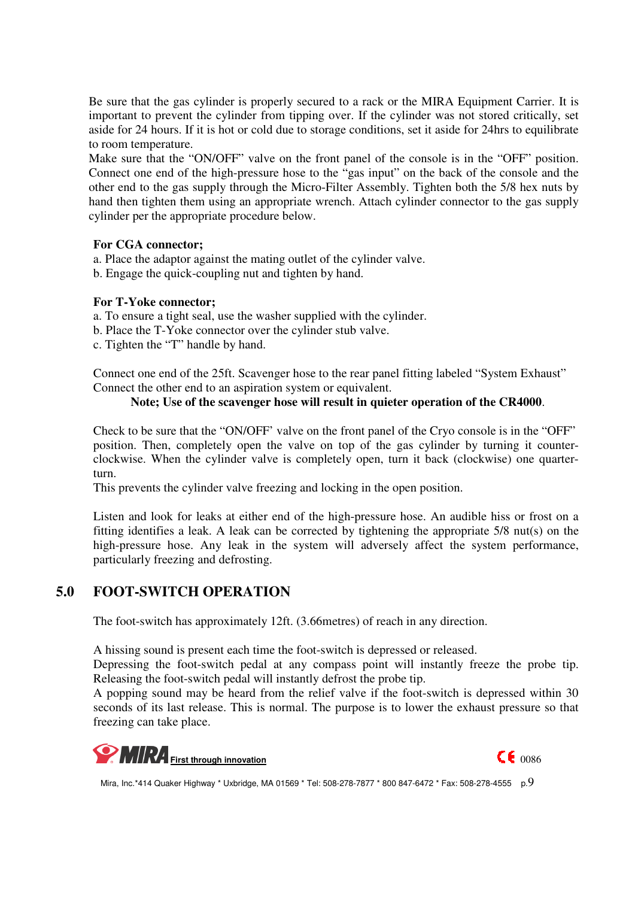Be sure that the gas cylinder is properly secured to a rack or the MIRA Equipment Carrier. It is important to prevent the cylinder from tipping over. If the cylinder was not stored critically, set aside for 24 hours. If it is hot or cold due to storage conditions, set it aside for 24hrs to equilibrate to room temperature.

Make sure that the "ON/OFF" valve on the front panel of the console is in the "OFF" position. Connect one end of the high-pressure hose to the "gas input" on the back of the console and the other end to the gas supply through the Micro-Filter Assembly. Tighten both the 5/8 hex nuts by hand then tighten them using an appropriate wrench. Attach cylinder connector to the gas supply cylinder per the appropriate procedure below.

**For CGA connector;**

a. Place the adaptor against the mating outlet of the cylinder valve.
b. Engage the quick-coupling nut and tighten by hand.

**For T-Yoke connector;**

a. To ensure a tight seal, use the washer supplied with the cylinder.
b. Place the T-Yoke connector over the cylinder stub valve.
c. Tighten the "T" handle by hand.

Connect one end of the 25ft. Scavenger hose to the rear panel fitting labeled "System Exhaust" Connect the other end to an aspiration system or equivalent.

**Note; Use of the scavenger hose will result in quieter operation of the CR4000**.

Check to be sure that the "ON/OFF' valve on the front panel of the Cryo console is in the "OFF" position. Then, completely open the valve on top of the gas cylinder by turning it counter-clockwise. When the cylinder valve is completely open, turn it back (clockwise) one quarter-turn.

This prevents the cylinder valve freezing and locking in the open position.

Listen and look for leaks at either end of the high-pressure hose. An audible hiss or frost on a fitting identifies a leak. A leak can be corrected by tightening the appropriate 5/8 nut(s) on the high-pressure hose. Any leak in the system will adversely affect the system performance, particularly freezing and defrosting.

## 5.0 FOOT-SWITCH OPERATION

The foot-switch has approximately 12ft. (3.66metres) of reach in any direction.

A hissing sound is present each time the foot-switch is depressed or released.

Depressing the foot-switch pedal at any compass point will instantly freeze the probe tip. Releasing the foot-switch pedal will instantly defrost the probe tip.

A popping sound may be heard from the relief valve if the foot-switch is depressed within 30 seconds of its last release. This is normal. The purpose is to lower the exhaust pressure so that freezing can take place.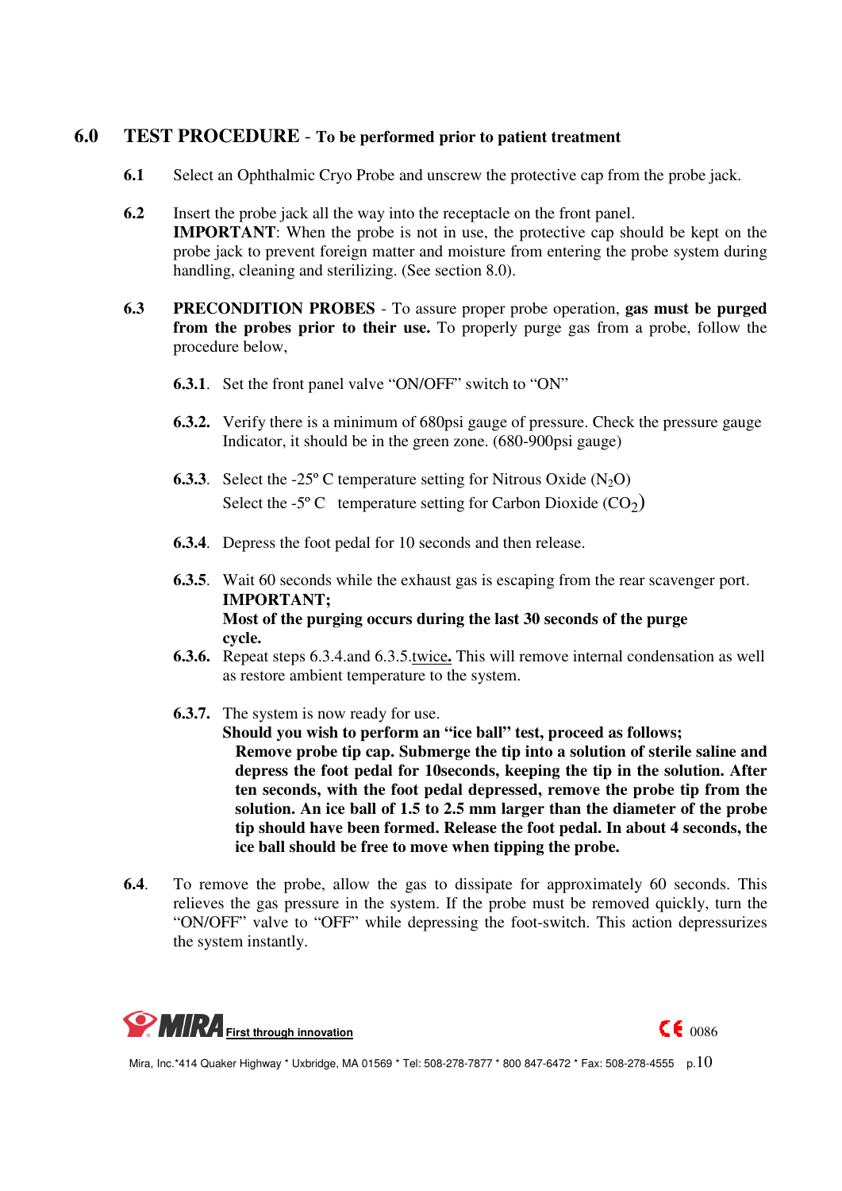## 6.0 TEST PROCEDURE - To be performed prior to patient treatment

**6.1** Select an Ophthalmic Cryo Probe and unscrew the protective cap from the probe jack.

**6.2** Insert the probe jack all the way into the receptacle on the front panel.
**IMPORTANT**: When the probe is not in use, the protective cap should be kept on the probe jack to prevent foreign matter and moisture from entering the probe system during handling, cleaning and sterilizing. (See section 8.0).

**6.3** **PRECONDITION PROBES** - To assure proper probe operation, **gas must be purged from the probes prior to their use.** To properly purge gas from a probe, follow the procedure below,

**6.3.1**. Set the front panel valve "ON/OFF" switch to "ON"

**6.3.2.** Verify there is a minimum of 680psi gauge of pressure. Check the pressure gauge Indicator, it should be in the green zone. (680-900psi gauge)

**6.3.3**. Select the -25º C temperature setting for Nitrous Oxide ($N_2O$)
Select the -5º C temperature setting for Carbon Dioxide ($CO_2$)

**6.3.4**. Depress the foot pedal for 10 seconds and then release.

**6.3.5**. Wait 60 seconds while the exhaust gas is escaping from the rear scavenger port.
**IMPORTANT;**
**Most of the purging occurs during the last 30 seconds of the purge cycle.**

**6.3.6.** Repeat steps 6.3.4.and 6.3.5.twice**.** This will remove internal condensation as well as restore ambient temperature to the system.

**6.3.7.** The system is now ready for use.
**Should you wish to perform an "ice ball" test, proceed as follows;**
**Remove probe tip cap. Submerge the tip into a solution of sterile saline and depress the foot pedal for 10seconds, keeping the tip in the solution. After ten seconds, with the foot pedal depressed, remove the probe tip from the solution. An ice ball of 1.5 to 2.5 mm larger than the diameter of the probe tip should have been formed. Release the foot pedal. In about 4 seconds, the ice ball should be free to move when tipping the probe.**

**6.4**. To remove the probe, allow the gas to dissipate for approximately 60 seconds. This relieves the gas pressure in the system. If the probe must be removed quickly, turn the "ON/OFF" valve to "OFF" while depressing the foot-switch. This action depressurizes the system instantly.

MIRA First through innovation

CE 0086

Mira, Inc.*414 Quaker Highway * Uxbridge, MA 01569 * Tel: 508-278-7877 * 800 847-6472 * Fax: 508-278-4555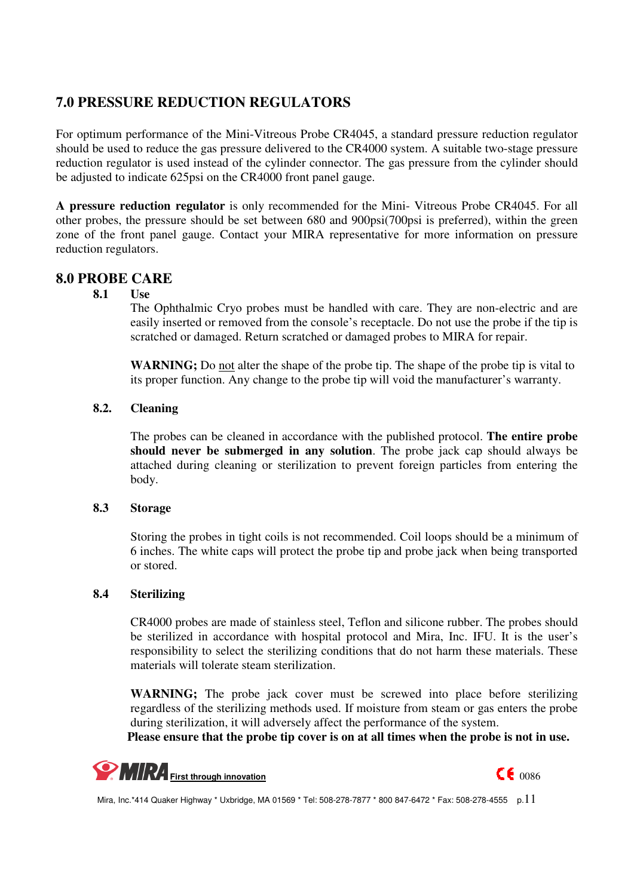## 7.0 PRESSURE REDUCTION REGULATORS

For optimum performance of the Mini-Vitreous Probe CR4045, a standard pressure reduction regulator should be used to reduce the gas pressure delivered to the CR4000 system. A suitable two-stage pressure reduction regulator is used instead of the cylinder connector. The gas pressure from the cylinder should be adjusted to indicate 625psi on the CR4000 front panel gauge.

**A pressure reduction regulator** is only recommended for the Mini- Vitreous Probe CR4045. For all other probes, the pressure should be set between 680 and 900psi(700psi is preferred), within the green zone of the front panel gauge. Contact your MIRA representative for more information on pressure reduction regulators.

## 8.0 PROBE CARE

### 8.1 Use

The Ophthalmic Cryo probes must be handled with care. They are non-electric and are easily inserted or removed from the console's receptacle. Do not use the probe if the tip is scratched or damaged. Return scratched or damaged probes to MIRA for repair.

**WARNING;** Do not alter the shape of the probe tip. The shape of the probe tip is vital to its proper function. Any change to the probe tip will void the manufacturer's warranty.

### 8.2. Cleaning

The probes can be cleaned in accordance with the published protocol. **The entire probe should never be submerged in any solution**. The probe jack cap should always be attached during cleaning or sterilization to prevent foreign particles from entering the body.

### 8.3 Storage

Storing the probes in tight coils is not recommended. Coil loops should be a minimum of 6 inches. The white caps will protect the probe tip and probe jack when being transported or stored.

### 8.4 Sterilizing

CR4000 probes are made of stainless steel, Teflon and silicone rubber. The probes should be sterilized in accordance with hospital protocol and Mira, Inc. IFU. It is the user's responsibility to select the sterilizing conditions that do not harm these materials. These materials will tolerate steam sterilization.

**WARNING;** The probe jack cover must be screwed into place before sterilizing regardless of the sterilizing methods used. If moisture from steam or gas enters the probe during sterilization, it will adversely affect the performance of the system.

**Please ensure that the probe tip cover is on at all times when the probe is not in use.**

MIRA First through innovation

CE 0086

Mira, Inc.*414 Quaker Highway * Uxbridge, MA 01569 * Tel: 508-278-7877 * 800 847-6472 * Fax: 508-278-4555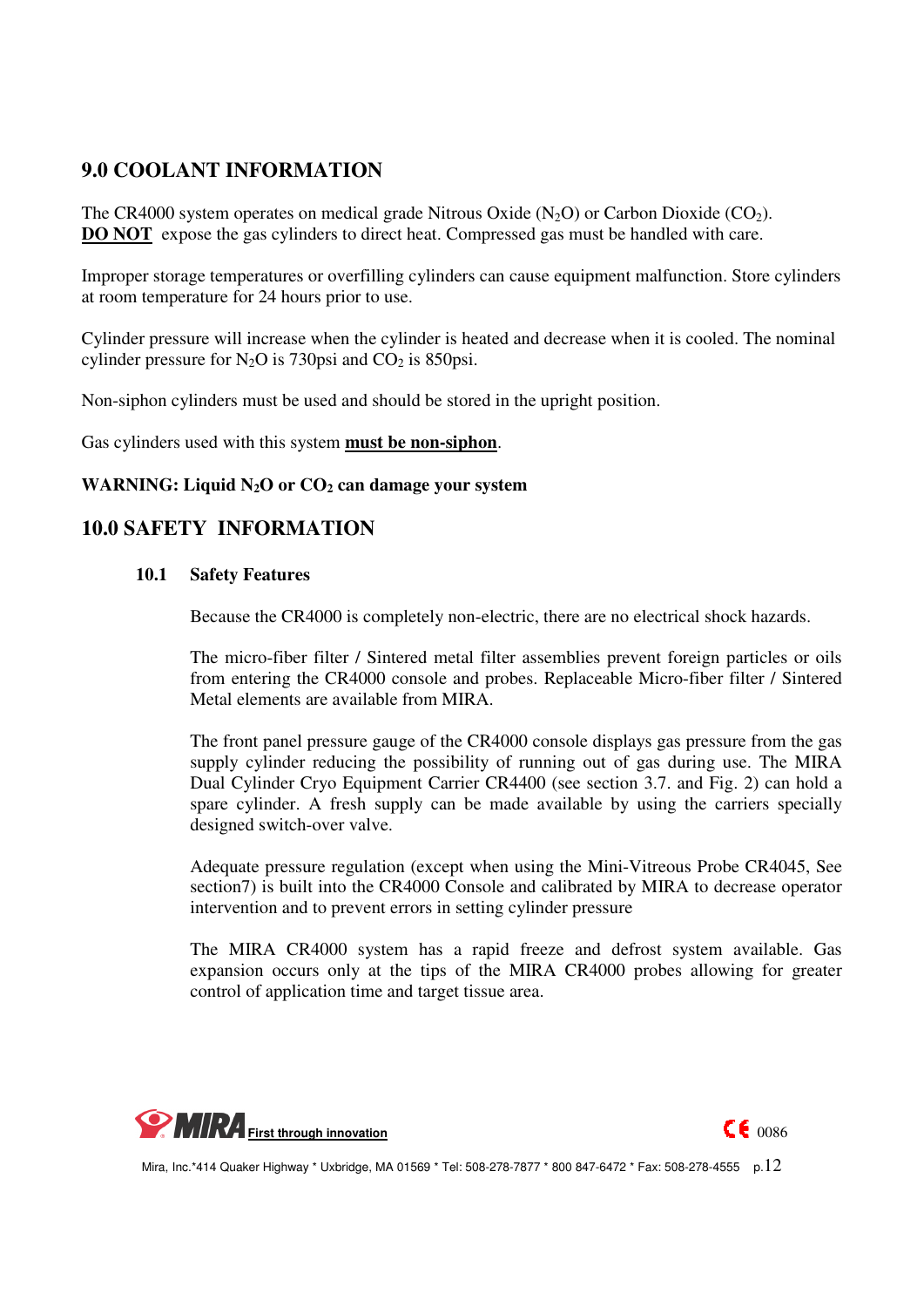## 9.0 COOLANT INFORMATION

The CR4000 system operates on medical grade Nitrous Oxide ($N_2O$) or Carbon Dioxide ($CO_2$). **DO NOT** expose the gas cylinders to direct heat. Compressed gas must be handled with care.

Improper storage temperatures or overfilling cylinders can cause equipment malfunction. Store cylinders at room temperature for 24 hours prior to use.

Cylinder pressure will increase when the cylinder is heated and decrease when it is cooled. The nominal cylinder pressure for $N_2O$ is 730psi and $CO_2$ is 850psi.

Non-siphon cylinders must be used and should be stored in the upright position.

Gas cylinders used with this system **must be non-siphon**.

**WARNING: Liquid $N_2O$ or $CO_2$ can damage your system**

## 10.0 SAFETY INFORMATION

### 10.1 Safety Features

Because the CR4000 is completely non-electric, there are no electrical shock hazards.

The micro-fiber filter / Sintered metal filter assemblies prevent foreign particles or oils from entering the CR4000 console and probes. Replaceable Micro-fiber filter / Sintered Metal elements are available from MIRA.

The front panel pressure gauge of the CR4000 console displays gas pressure from the gas supply cylinder reducing the possibility of running out of gas during use. The MIRA Dual Cylinder Cryo Equipment Carrier CR4400 (see section 3.7. and Fig. 2) can hold a spare cylinder. A fresh supply can be made available by using the carriers specially designed switch-over valve.

Adequate pressure regulation (except when using the Mini-Vitreous Probe CR4045, See section7) is built into the CR4000 Console and calibrated by MIRA to decrease operator intervention and to prevent errors in setting cylinder pressure

The MIRA CR4000 system has a rapid freeze and defrost system available. Gas expansion occurs only at the tips of the MIRA CR4000 probes allowing for greater control of application time and target tissue area.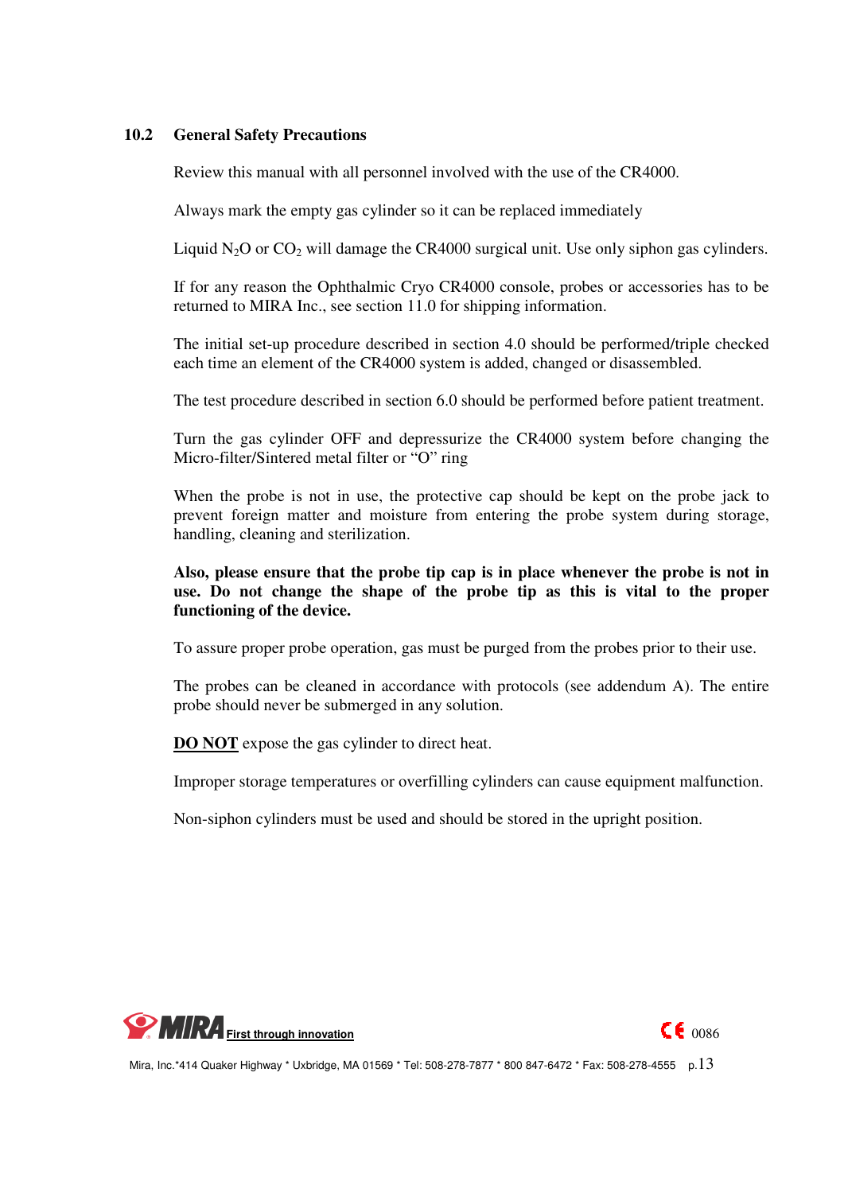## 10.2 General Safety Precautions

Review this manual with all personnel involved with the use of the CR4000.

Always mark the empty gas cylinder so it can be replaced immediately

Liquid $N_2O$ or $CO_2$ will damage the CR4000 surgical unit. Use only siphon gas cylinders.

If for any reason the Ophthalmic Cryo CR4000 console, probes or accessories has to be returned to MIRA Inc., see section 11.0 for shipping information.

The initial set-up procedure described in section 4.0 should be performed/triple checked each time an element of the CR4000 system is added, changed or disassembled.

The test procedure described in section 6.0 should be performed before patient treatment.

Turn the gas cylinder OFF and depressurize the CR4000 system before changing the Micro-filter/Sintered metal filter or "O" ring

When the probe is not in use, the protective cap should be kept on the probe jack to prevent foreign matter and moisture from entering the probe system during storage, handling, cleaning and sterilization.

**Also, please ensure that the probe tip cap is in place whenever the probe is not in use. Do not change the shape of the probe tip as this is vital to the proper functioning of the device.**

To assure proper probe operation, gas must be purged from the probes prior to their use.

The probes can be cleaned in accordance with protocols (see addendum A). The entire probe should never be submerged in any solution.

**DO NOT** expose the gas cylinder to direct heat.

Improper storage temperatures or overfilling cylinders can cause equipment malfunction.

Non-siphon cylinders must be used and should be stored in the upright position.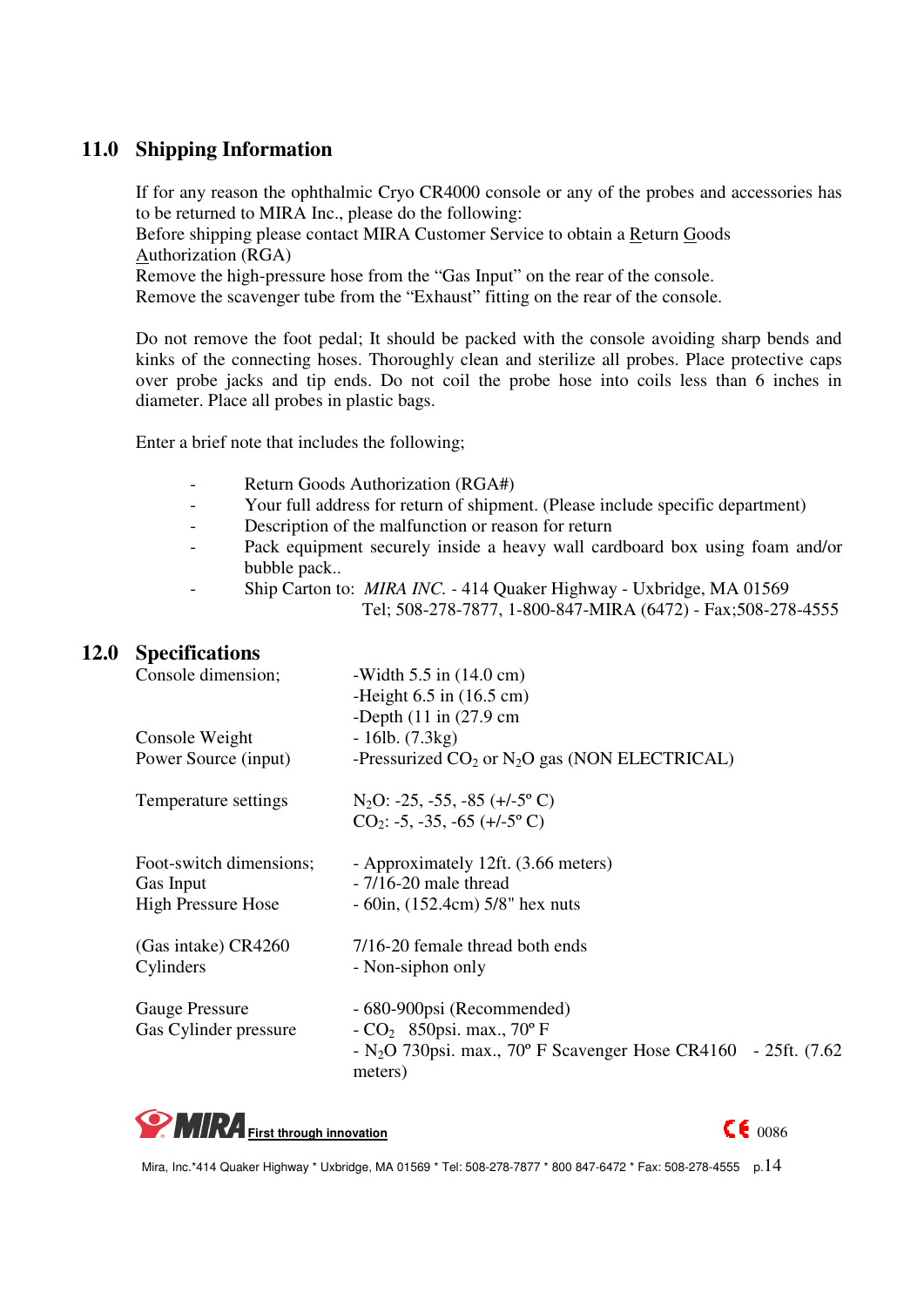## 11.0 Shipping Information

If for any reason the ophthalmic Cryo CR4000 console or any of the probes and accessories has to be returned to MIRA Inc., please do the following:
Before shipping please contact MIRA Customer Service to obtain a Return Goods Authorization (RGA)
Remove the high-pressure hose from the "Gas Input" on the rear of the console.
Remove the scavenger tube from the "Exhaust" fitting on the rear of the console.

Do not remove the foot pedal; It should be packed with the console avoiding sharp bends and kinks of the connecting hoses. Thoroughly clean and sterilize all probes. Place protective caps over probe jacks and tip ends. Do not coil the probe hose into coils less than 6 inches in diameter. Place all probes in plastic bags.

Enter a brief note that includes the following;

- Return Goods Authorization (RGA#)
- Your full address for return of shipment. (Please include specific department)
- Description of the malfunction or reason for return
- Pack equipment securely inside a heavy wall cardboard box using foam and/or bubble pack..
- Ship Carton to: *MIRA INC.* - 414 Quaker Highway - Uxbridge, MA 01569
  Tel; 508-278-7877, 1-800-847-MIRA (6472) - Fax;508-278-4555

## 12.0 Specifications

| | |
|---|---|
| Console dimension; | -Width 5.5 in (14.0 cm)<br>-Height 6.5 in (16.5 cm)<br>-Depth (11 in (27.9 cm |
| Console Weight | - 16lb. (7.3kg) |
| Power Source (input) | -Pressurized $CO_2$ or $N_2O$ gas (NON ELECTRICAL) |
| Temperature settings | $N_2O$: -25, -55, -85 (+/-5º C)<br>$CO_2$: -5, -35, -65 (+/-5º C) |
| Foot-switch dimensions; | - Approximately 12ft. (3.66 meters) |
| Gas Input | - 7/16-20 male thread |
| High Pressure Hose | - 60in, (152.4cm) 5/8" hex nuts |
| (Gas intake) CR4260 | 7/16-20 female thread both ends |
| Cylinders | - Non-siphon only |
| Gauge Pressure | - 680-900psi (Recommended) |
| Gas Cylinder pressure | - $CO_2$ 850psi. max., 70º F<br>- $N_2O$ 730psi. max., 70º F |
| Scavenger Hose CR4160 | - 25ft. (7.62 meters) |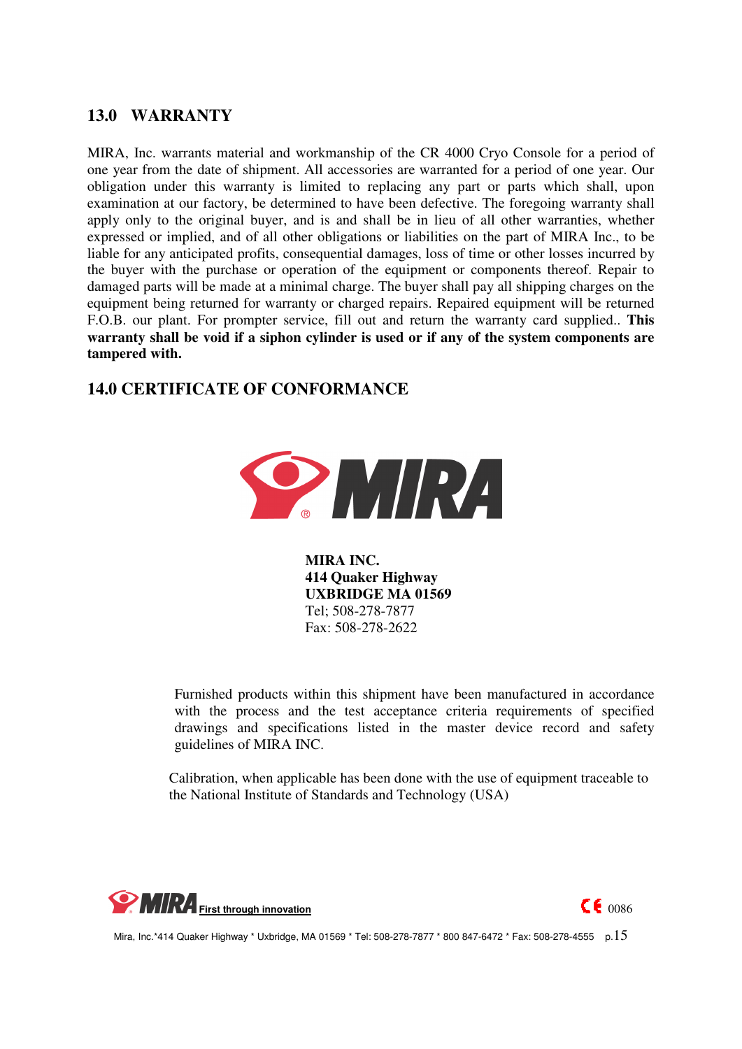## 13.0 WARRANTY

MIRA, Inc. warrants material and workmanship of the CR 4000 Cryo Console for a period of one year from the date of shipment. All accessories are warranted for a period of one year. Our obligation under this warranty is limited to replacing any part or parts which shall, upon examination at our factory, be determined to have been defective. The foregoing warranty shall apply only to the original buyer, and is and shall be in lieu of all other warranties, whether expressed or implied, and of all other obligations or liabilities on the part of MIRA Inc., to be liable for any anticipated profits, consequential damages, loss of time or other losses incurred by the buyer with the purchase or operation of the equipment or components thereof. Repair to damaged parts will be made at a minimal charge. The buyer shall pay all shipping charges on the equipment being returned for warranty or charged repairs. Repaired equipment will be returned F.O.B. our plant. For prompter service, fill out and return the warranty card supplied.. **This warranty shall be void if a siphon cylinder is used or if any of the system components are tampered with.**

## 14.0 CERTIFICATE OF CONFORMANCE

**MIRA INC.**
**414 Quaker Highway**
**UXBRIDGE MA 01569**
Tel; 508-278-7877
Fax: 508-278-2622

Furnished products within this shipment have been manufactured in accordance with the process and the test acceptance criteria requirements of specified drawings and specifications listed in the master device record and safety guidelines of MIRA INC.

Calibration, when applicable has been done with the use of equipment traceable to the National Institute of Standards and Technology (USA)